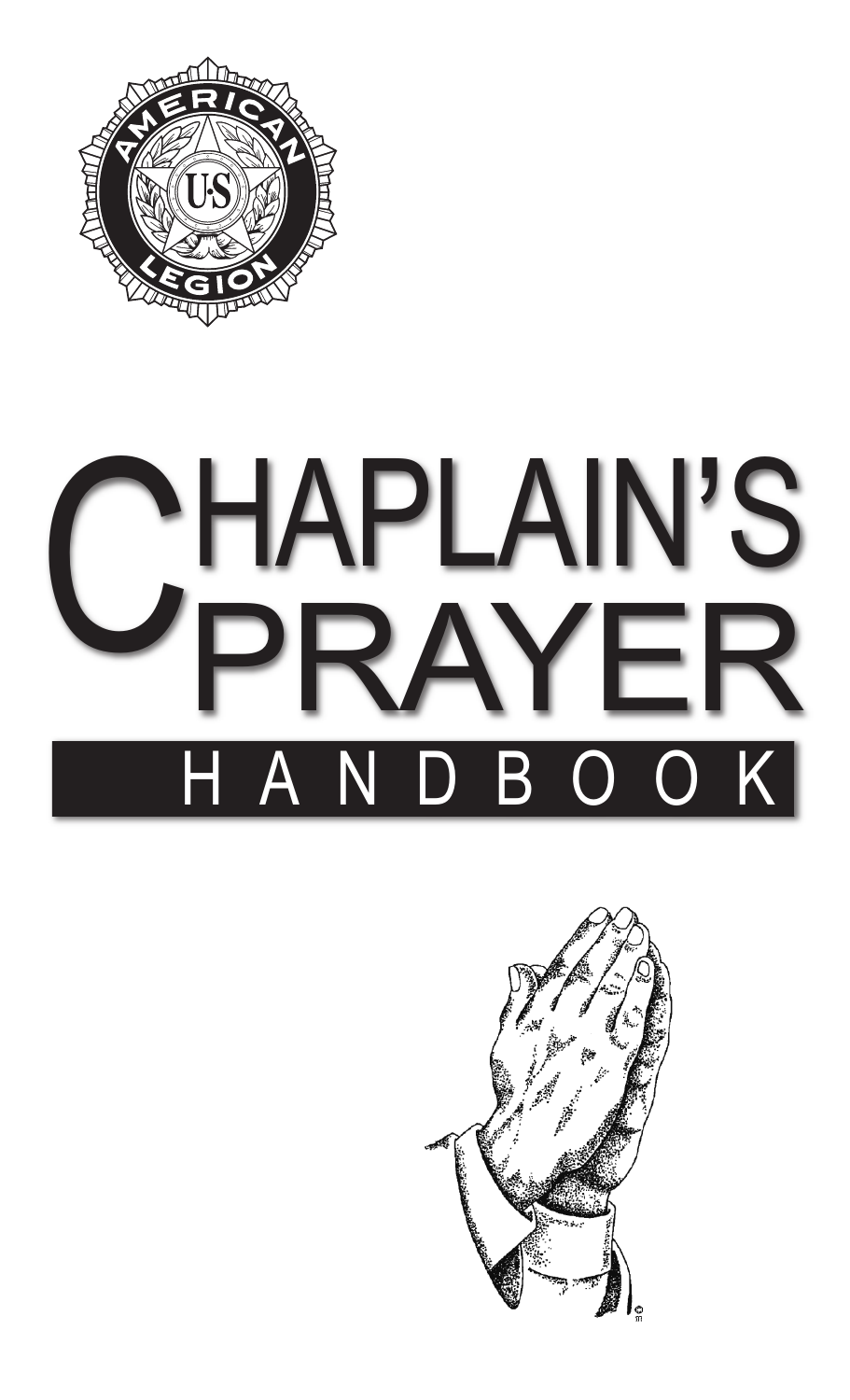AMERICAN LEGION

U.S.

# CHAPLAIN'S PRAYER HANDBOOK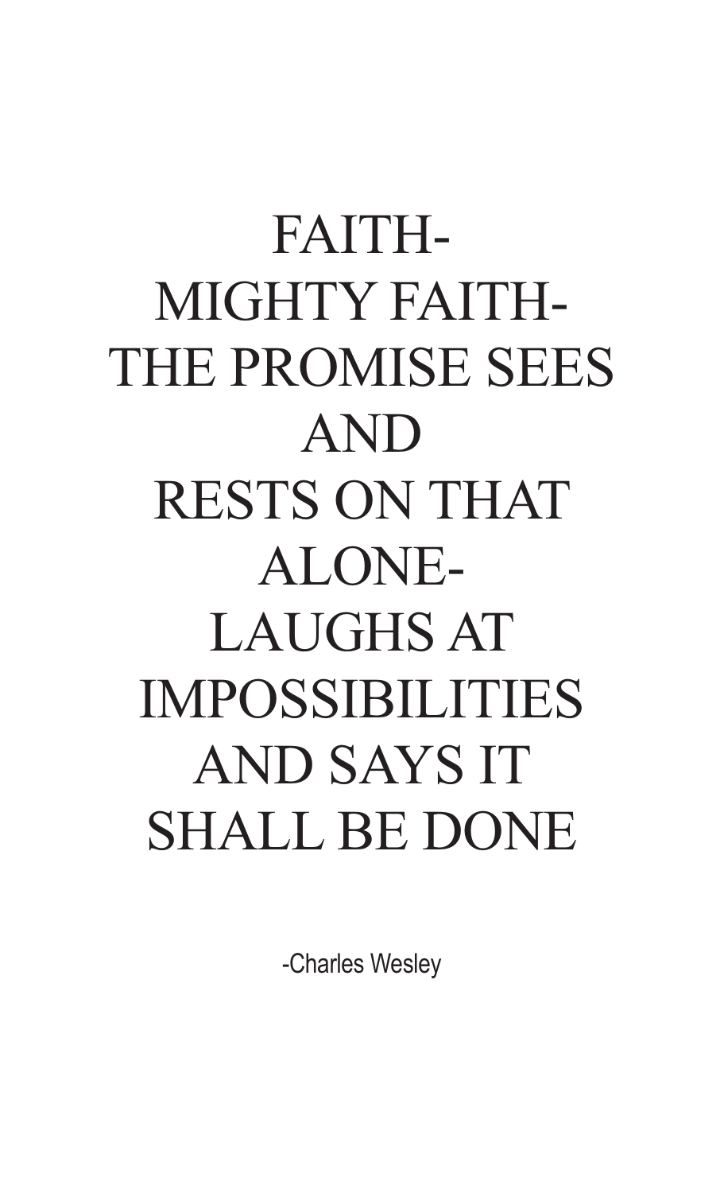FAITH-
MIGHTY FAITH-
THE PROMISE SEES
AND
RESTS ON THAT
ALONE-
LAUGHS AT
IMPOSSIBILITIES
AND SAYS IT
SHALL BE DONE

-Charles Wesley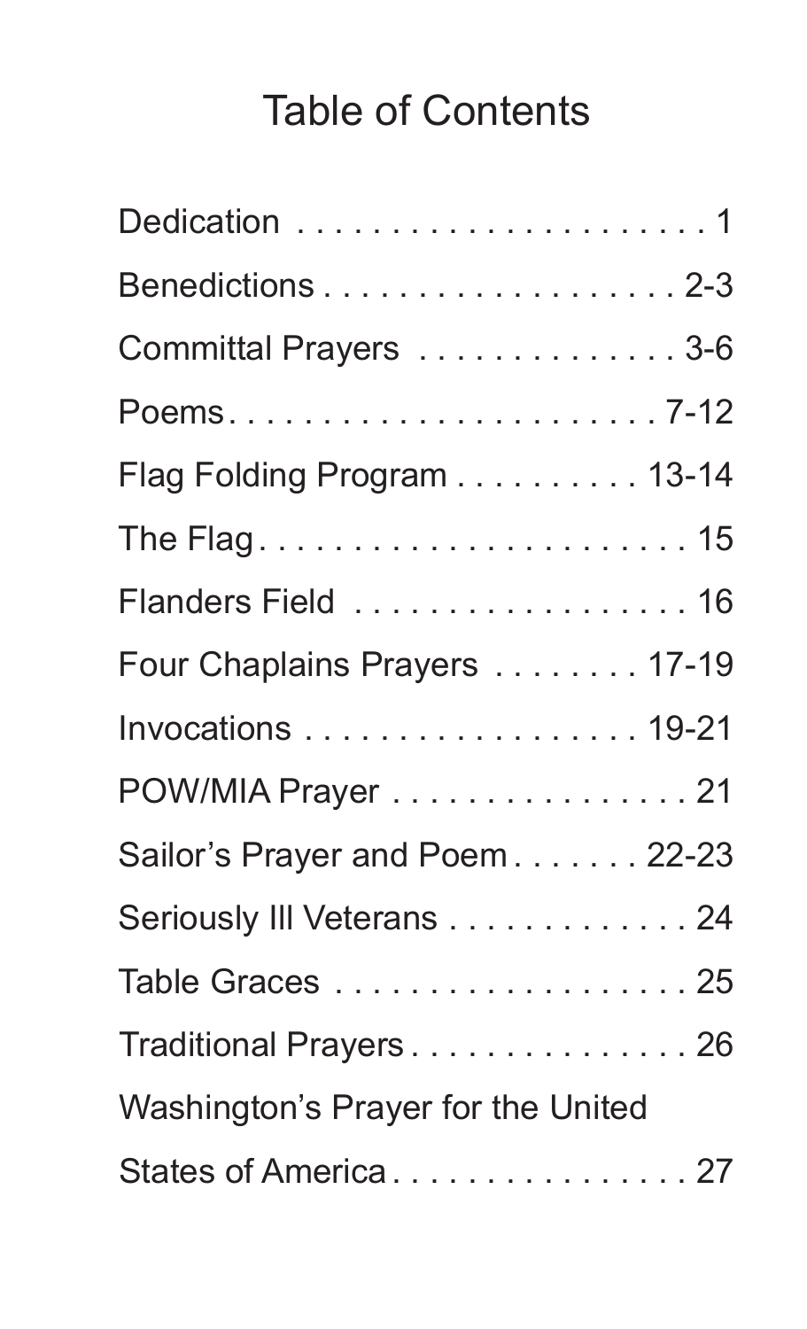# Table of Contents

| Section | Page |
| --- | --- |
| Dedication | 1 |
| Benedictions | 2-3 |
| Committal Prayers | 3-6 |
| Poems | 7-12 |
| Flag Folding Program | 13-14 |
| The Flag | 15 |
| Flanders Field | 16 |
| Four Chaplains Prayers | 17-19 |
| Invocations | 19-21 |
| POW/MIA Prayer | 21 |
| Sailor's Prayer and Poem | 22-23 |
| Seriously Ill Veterans | 24 |
| Table Graces | 25 |
| Traditional Prayers | 26 |
| Washington's Prayer for the United States of America | 27 |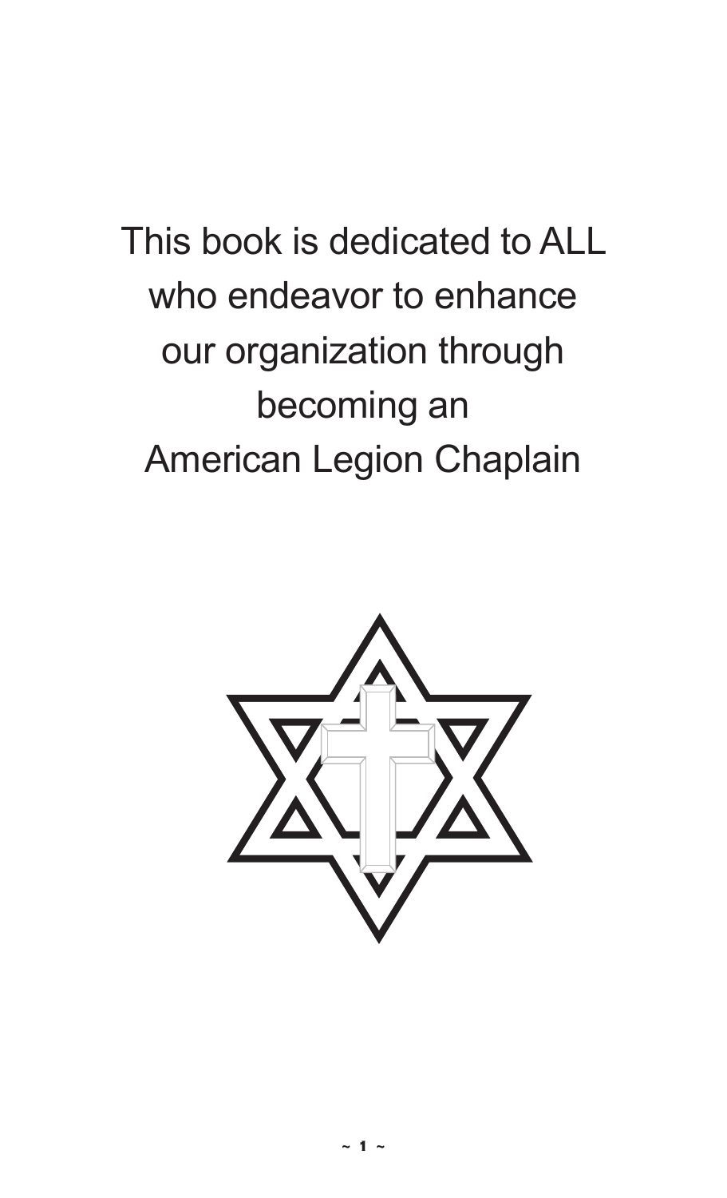This book is dedicated to ALL
who endeavor to enhance
our organization through
becoming an
American Legion Chaplain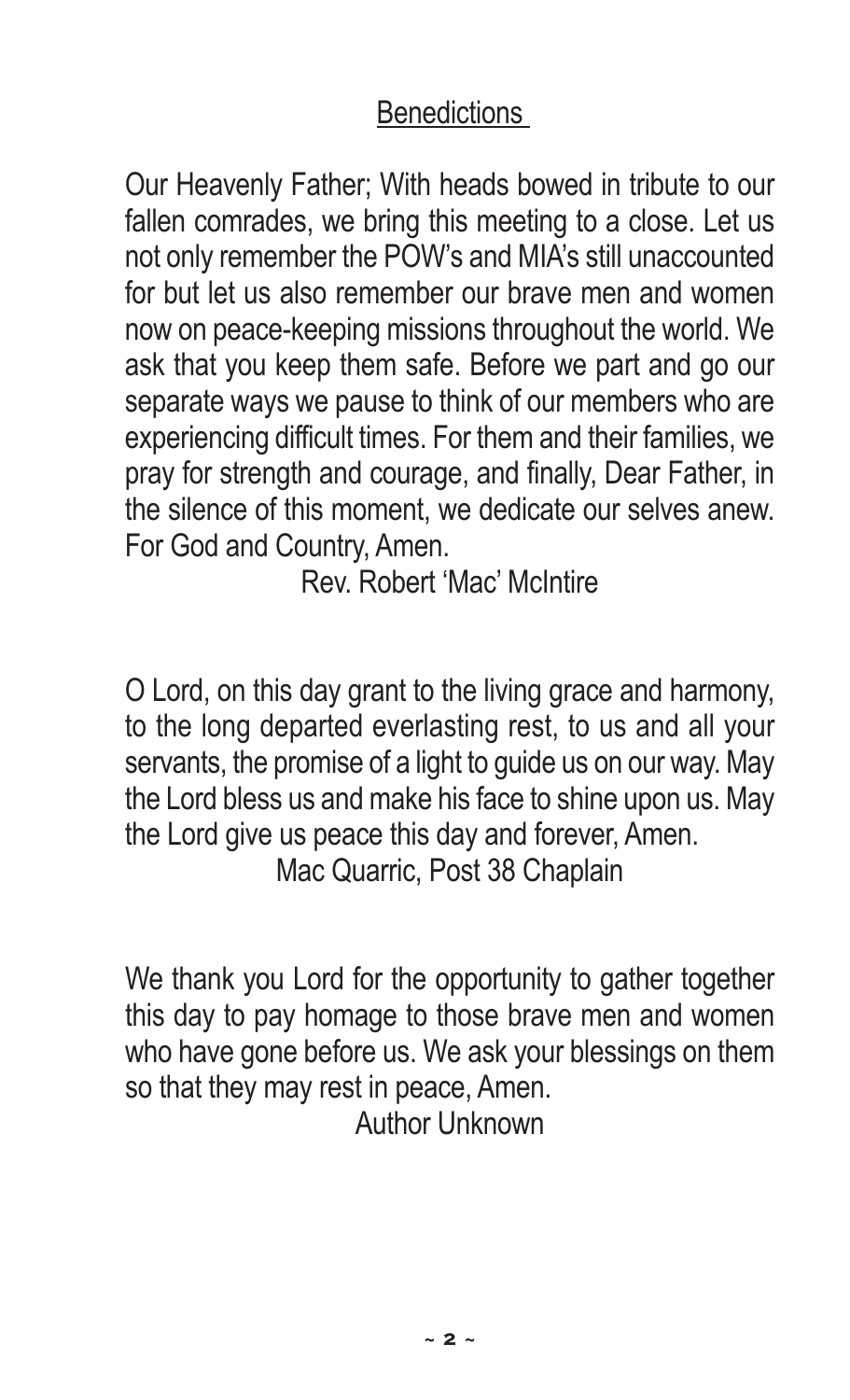## Benedictions

Our Heavenly Father; With heads bowed in tribute to our fallen comrades, we bring this meeting to a close. Let us not only remember the POW's and MIA's still unaccounted for but let us also remember our brave men and women now on peace-keeping missions throughout the world. We ask that you keep them safe. Before we part and go our separate ways we pause to think of our members who are experiencing difficult times. For them and their families, we pray for strength and courage, and finally, Dear Father, in the silence of this moment, we dedicate our selves anew. For God and Country, Amen.

Rev. Robert 'Mac' McIntire

O Lord, on this day grant to the living grace and harmony, to the long departed everlasting rest, to us and all your servants, the promise of a light to guide us on our way. May the Lord bless us and make his face to shine upon us. May the Lord give us peace this day and forever, Amen.

Mac Quarric, Post 38 Chaplain

We thank you Lord for the opportunity to gather together this day to pay homage to those brave men and women who have gone before us. We ask your blessings on them so that they may rest in peace, Amen.

Author Unknown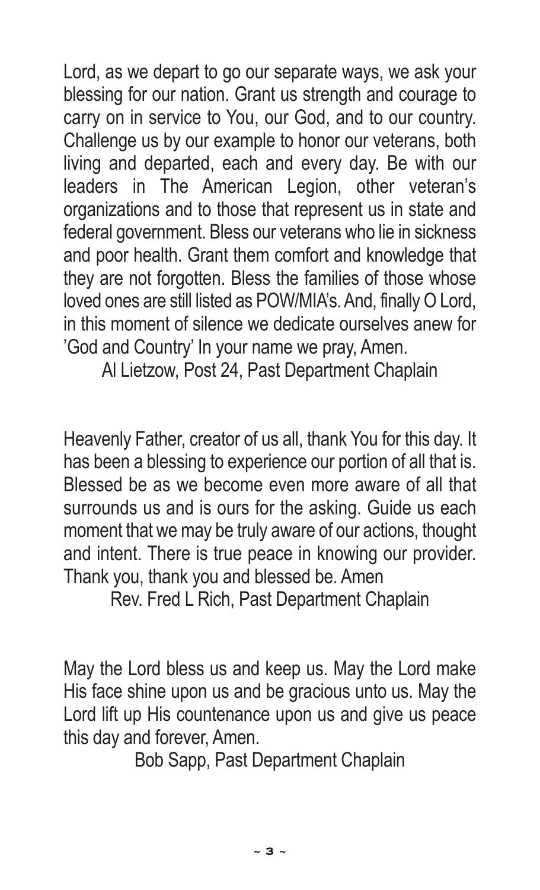Lord, as we depart to go our separate ways, we ask your blessing for our nation. Grant us strength and courage to carry on in service to You, our God, and to our country. Challenge us by our example to honor our veterans, both living and departed, each and every day. Be with our leaders in The American Legion, other veteran's organizations and to those that represent us in state and federal government. Bless our veterans who lie in sickness and poor health. Grant them comfort and knowledge that they are not forgotten. Bless the families of those whose loved ones are still listed as POW/MIA's. And, finally O Lord, in this moment of silence we dedicate ourselves anew for 'God and Country' In your name we pray, Amen.

Al Lietzow, Post 24, Past Department Chaplain

Heavenly Father, creator of us all, thank You for this day. It has been a blessing to experience our portion of all that is. Blessed be as we become even more aware of all that surrounds us and is ours for the asking. Guide us each moment that we may be truly aware of our actions, thought and intent. There is true peace in knowing our provider. Thank you, thank you and blessed be. Amen

Rev. Fred L Rich, Past Department Chaplain

May the Lord bless us and keep us. May the Lord make His face shine upon us and be gracious unto us. May the Lord lift up His countenance upon us and give us peace this day and forever, Amen.

Bob Sapp, Past Department Chaplain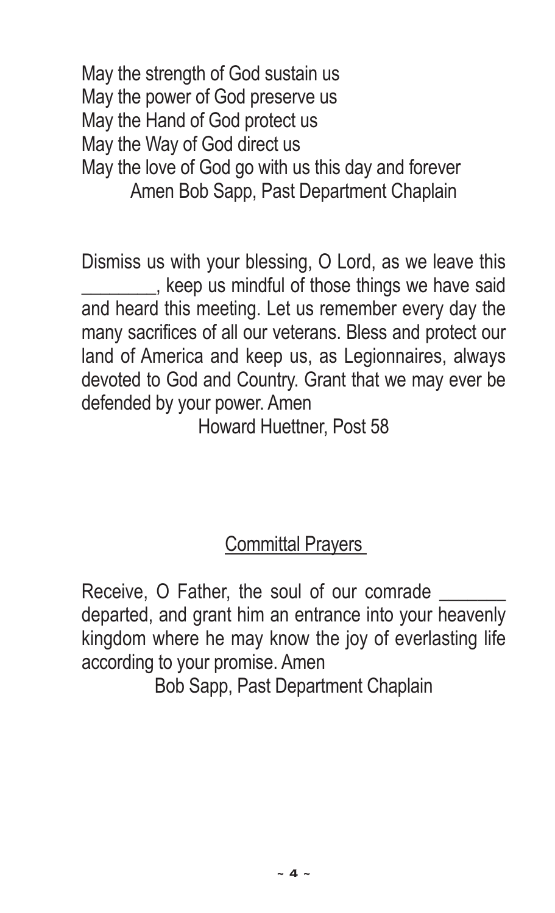May the strength of God sustain us
May the power of God preserve us
May the Hand of God protect us
May the Way of God direct us
May the love of God go with us this day and forever
Amen Bob Sapp, Past Department Chaplain

Dismiss us with your blessing, O Lord, as we leave this ________, keep us mindful of those things we have said and heard this meeting. Let us remember every day the many sacrifices of all our veterans. Bless and protect our land of America and keep us, as Legionnaires, always devoted to God and Country. Grant that we may ever be defended by your power. Amen

Howard Huettner, Post 58

## Committal Prayers

Receive, O Father, the soul of our comrade _______ departed, and grant him an entrance into your heavenly kingdom where he may know the joy of everlasting life according to your promise. Amen

Bob Sapp, Past Department Chaplain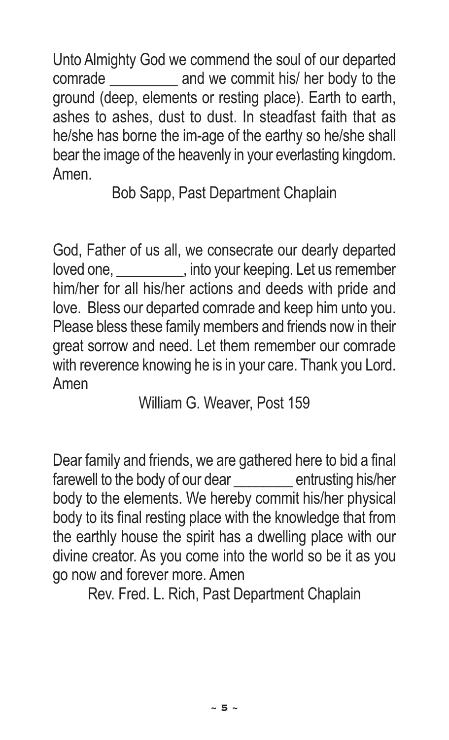Unto Almighty God we commend the soul of our departed comrade _________ and we commit his/ her body to the ground (deep, elements or resting place). Earth to earth, ashes to ashes, dust to dust. In steadfast faith that as he/she has borne the im-age of the earthy so he/she shall bear the image of the heavenly in your everlasting kingdom. Amen.

Bob Sapp, Past Department Chaplain

God, Father of us all, we consecrate our dearly departed loved one, _________, into your keeping. Let us remember him/her for all his/her actions and deeds with pride and love. Bless our departed comrade and keep him unto you. Please bless these family members and friends now in their great sorrow and need. Let them remember our comrade with reverence knowing he is in your care. Thank you Lord. Amen

William G. Weaver, Post 159

Dear family and friends, we are gathered here to bid a final farewell to the body of our dear ________ entrusting his/her body to the elements. We hereby commit his/her physical body to its final resting place with the knowledge that from the earthly house the spirit has a dwelling place with our divine creator. As you come into the world so be it as you go now and forever more. Amen

Rev. Fred. L. Rich, Past Department Chaplain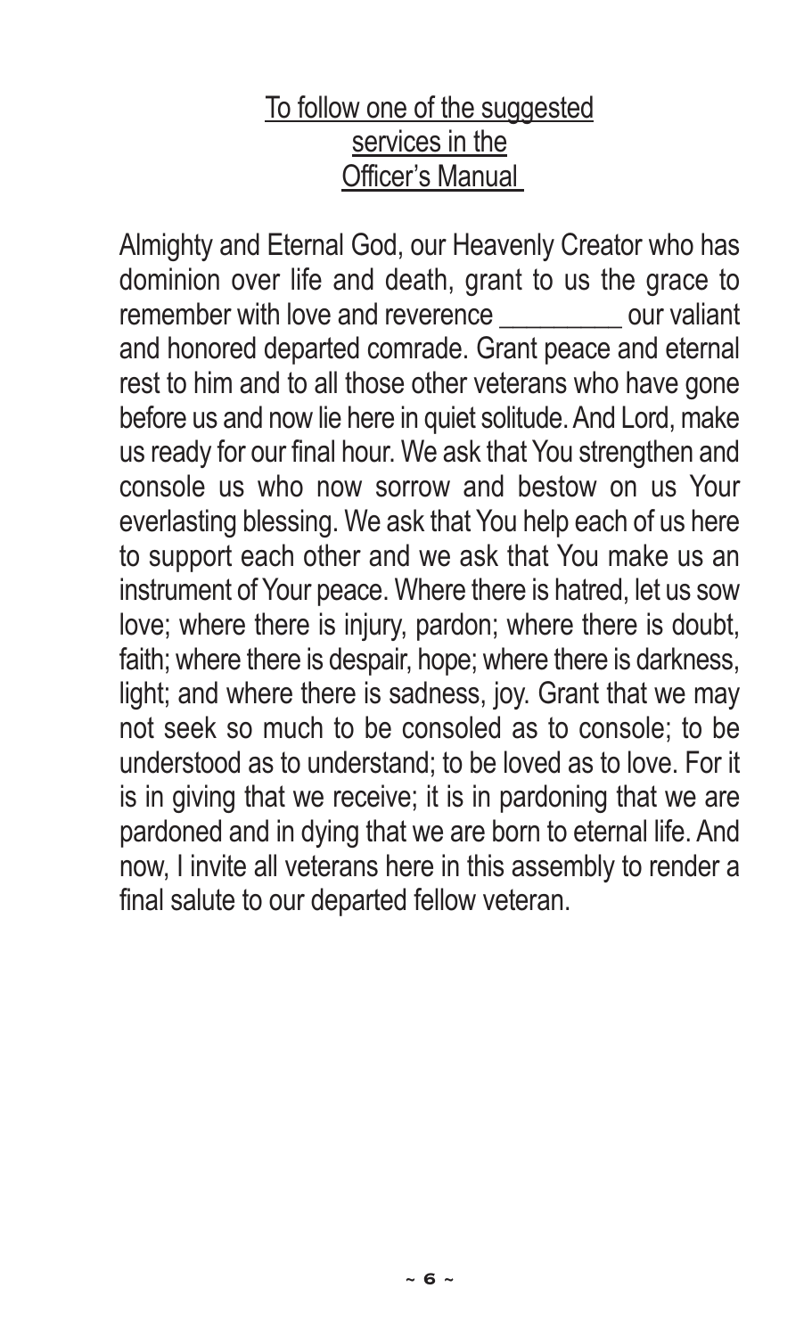<u>To follow one of the suggested services in the Officer's Manual</u>

Almighty and Eternal God, our Heavenly Creator who has dominion over life and death, grant to us the grace to remember with love and reverence _________ our valiant and honored departed comrade. Grant peace and eternal rest to him and to all those other veterans who have gone before us and now lie here in quiet solitude. And Lord, make us ready for our final hour. We ask that You strengthen and console us who now sorrow and bestow on us Your everlasting blessing. We ask that You help each of us here to support each other and we ask that You make us an instrument of Your peace. Where there is hatred, let us sow love; where there is injury, pardon; where there is doubt, faith; where there is despair, hope; where there is darkness, light; and where there is sadness, joy. Grant that we may not seek so much to be consoled as to console; to be understood as to understand; to be loved as to love. For it is in giving that we receive; it is in pardoning that we are pardoned and in dying that we are born to eternal life. And now, I invite all veterans here in this assembly to render a final salute to our departed fellow veteran.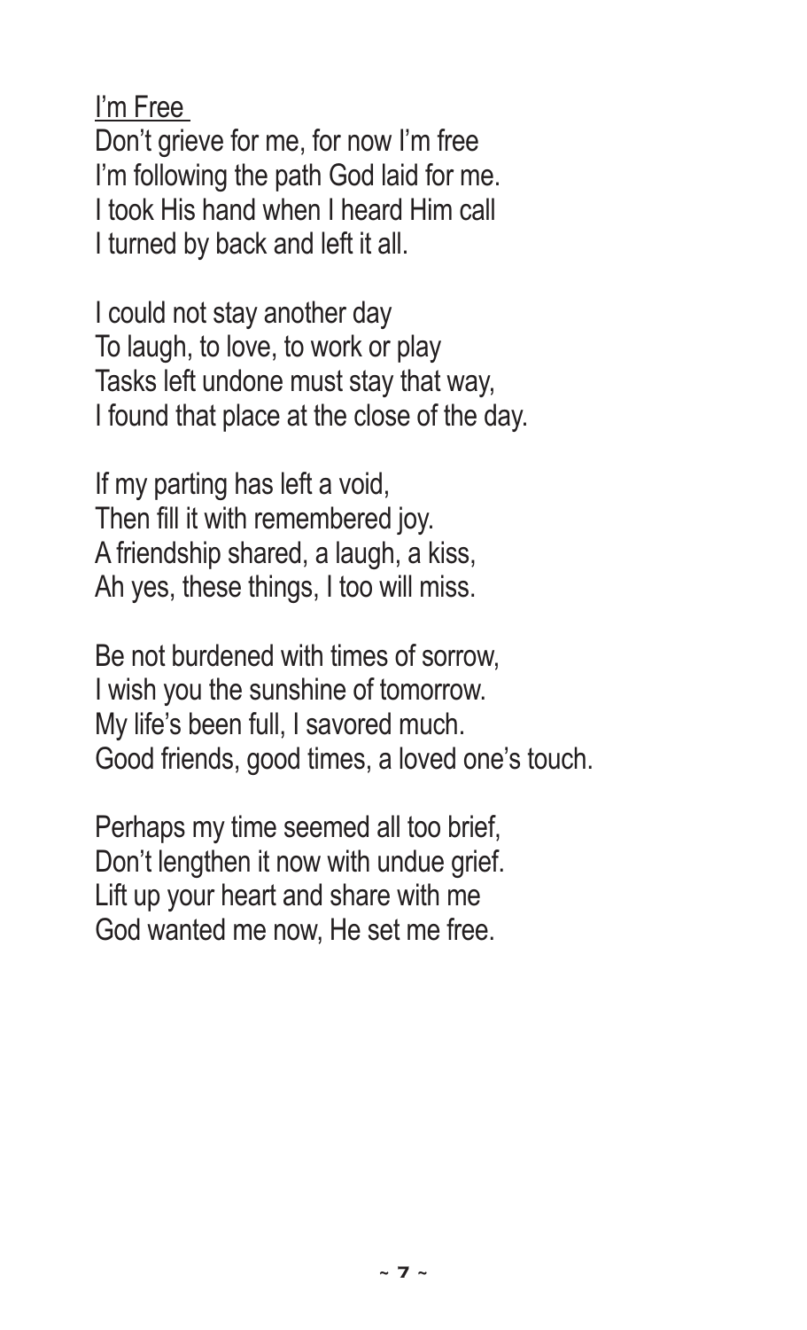I'm Free

Don't grieve for me, for now I'm free
I'm following the path God laid for me.
I took His hand when I heard Him call
I turned by back and left it all.

I could not stay another day
To laugh, to love, to work or play
Tasks left undone must stay that way,
I found that place at the close of the day.

If my parting has left a void,
Then fill it with remembered joy.
A friendship shared, a laugh, a kiss,
Ah yes, these things, I too will miss.

Be not burdened with times of sorrow,
I wish you the sunshine of tomorrow.
My life's been full, I savored much.
Good friends, good times, a loved one's touch.

Perhaps my time seemed all too brief,
Don't lengthen it now with undue grief.
Lift up your heart and share with me
God wanted me now, He set me free.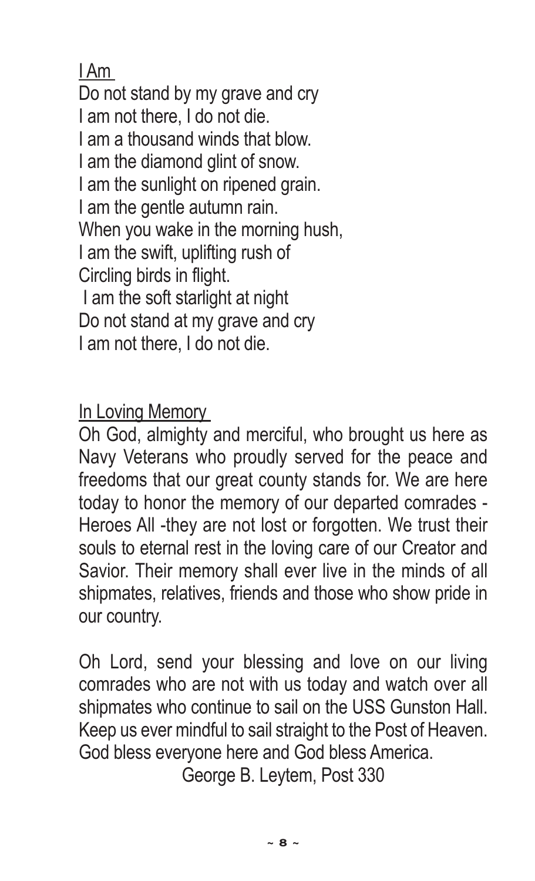## I Am

Do not stand by my grave and cry
I am not there, I do not die.
I am a thousand winds that blow.
I am the diamond glint of snow.
I am the sunlight on ripened grain.
I am the gentle autumn rain.
When you wake in the morning hush,
I am the swift, uplifting rush of
Circling birds in flight.
I am the soft starlight at night
Do not stand at my grave and cry
I am not there, I do not die.

## In Loving Memory

Oh God, almighty and merciful, who brought us here as Navy Veterans who proudly served for the peace and freedoms that our great county stands for. We are here today to honor the memory of our departed comrades - Heroes All -they are not lost or forgotten. We trust their souls to eternal rest in the loving care of our Creator and Savior. Their memory shall ever live in the minds of all shipmates, relatives, friends and those who show pride in our country.

Oh Lord, send your blessing and love on our living comrades who are not with us today and watch over all shipmates who continue to sail on the USS Gunston Hall. Keep us ever mindful to sail straight to the Post of Heaven. God bless everyone here and God bless America.

George B. Leytem, Post 330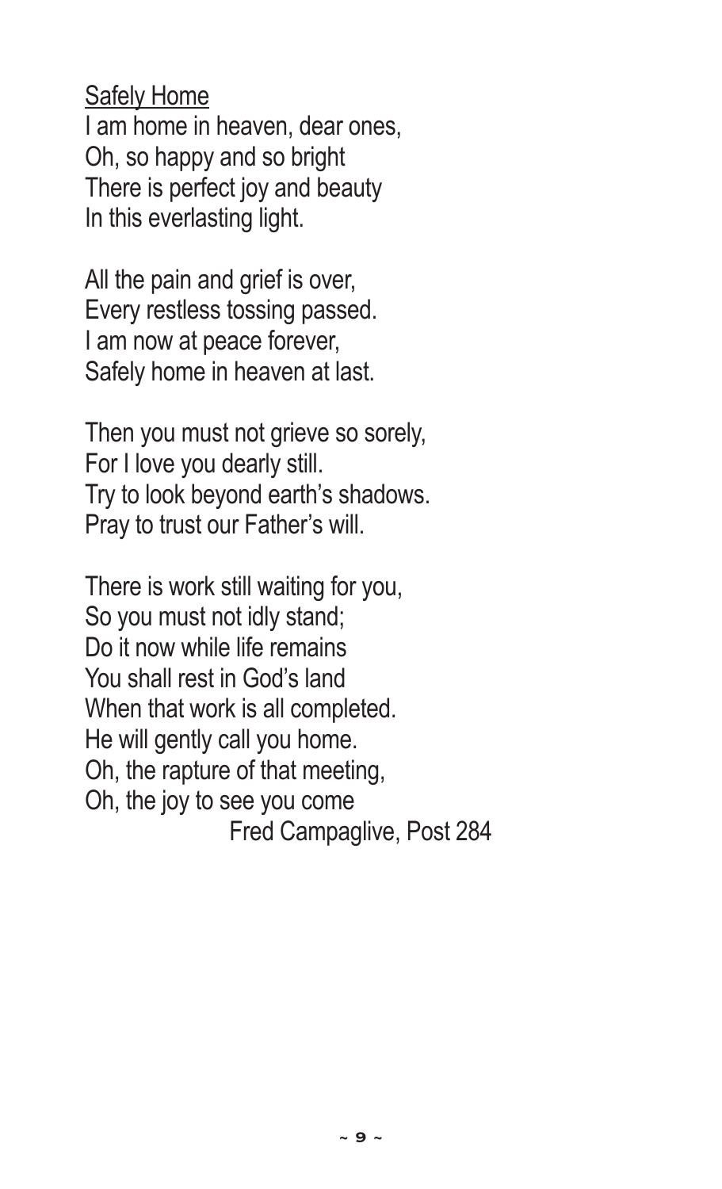Safely Home

I am home in heaven, dear ones,  
Oh, so happy and so bright  
There is perfect joy and beauty  
In this everlasting light.

All the pain and grief is over,  
Every restless tossing passed.  
I am now at peace forever,  
Safely home in heaven at last.

Then you must not grieve so sorely,  
For I love you dearly still.  
Try to look beyond earth's shadows.  
Pray to trust our Father's will.

There is work still waiting for you,  
So you must not idly stand;  
Do it now while life remains  
You shall rest in God's land  
When that work is all completed.  
He will gently call you home.  
Oh, the rapture of that meeting,  
Oh, the joy to see you come

Fred Campaglive, Post 284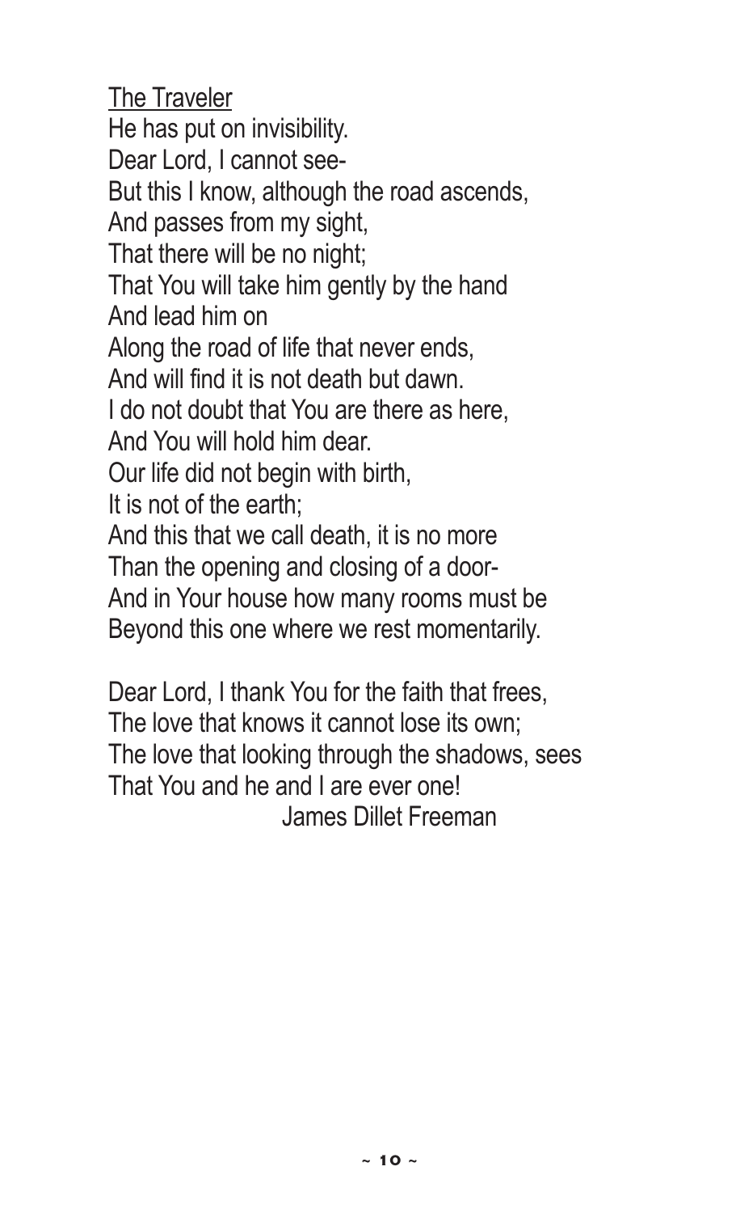## The Traveler

He has put on invisibility.  
Dear Lord, I cannot see-  
But this I know, although the road ascends,  
And passes from my sight,  
That there will be no night;  
That You will take him gently by the hand  
And lead him on  
Along the road of life that never ends,  
And will find it is not death but dawn.  
I do not doubt that You are there as here,  
And You will hold him dear.  
Our life did not begin with birth,  
It is not of the earth;  
And this that we call death, it is no more  
Than the opening and closing of a door-  
And in Your house how many rooms must be  
Beyond this one where we rest momentarily.

Dear Lord, I thank You for the faith that frees,  
The love that knows it cannot lose its own;  
The love that looking through the shadows, sees  
That You and he and I are ever one!

James Dillet Freeman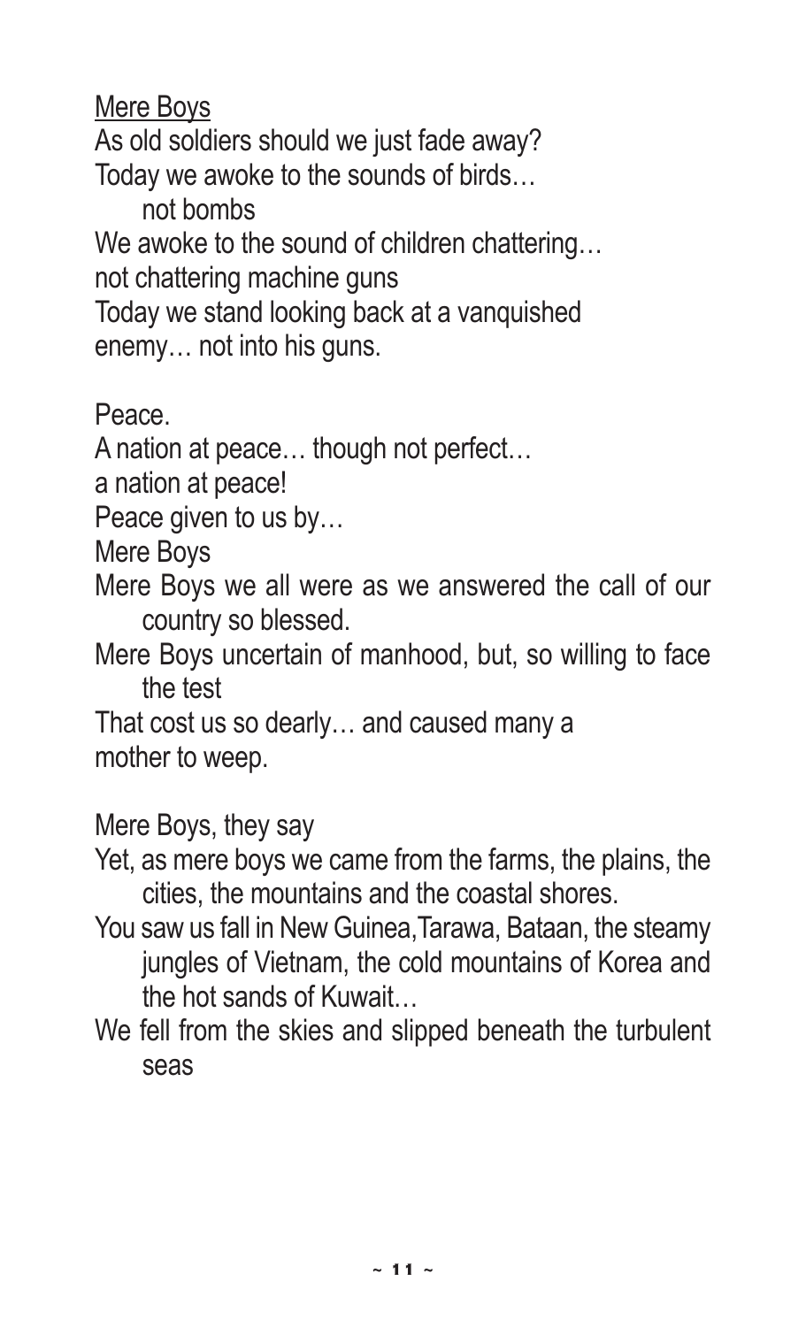<u>Mere Boys</u>

As old soldiers should we just fade away?
Today we awoke to the sounds of birds…
not bombs
We awoke to the sound of children chattering…
not chattering machine guns
Today we stand looking back at a vanquished
enemy… not into his guns.

Peace.
A nation at peace… though not perfect…
a nation at peace!
Peace given to us by…
Mere Boys
Mere Boys we all were as we answered the call of our country so blessed.
Mere Boys uncertain of manhood, but, so willing to face the test
That cost us so dearly… and caused many a
mother to weep.

Mere Boys, they say
Yet, as mere boys we came from the farms, the plains, the cities, the mountains and the coastal shores.
You saw us fall in New Guinea,Tarawa, Bataan, the steamy jungles of Vietnam, the cold mountains of Korea and the hot sands of Kuwait…
We fell from the skies and slipped beneath the turbulent seas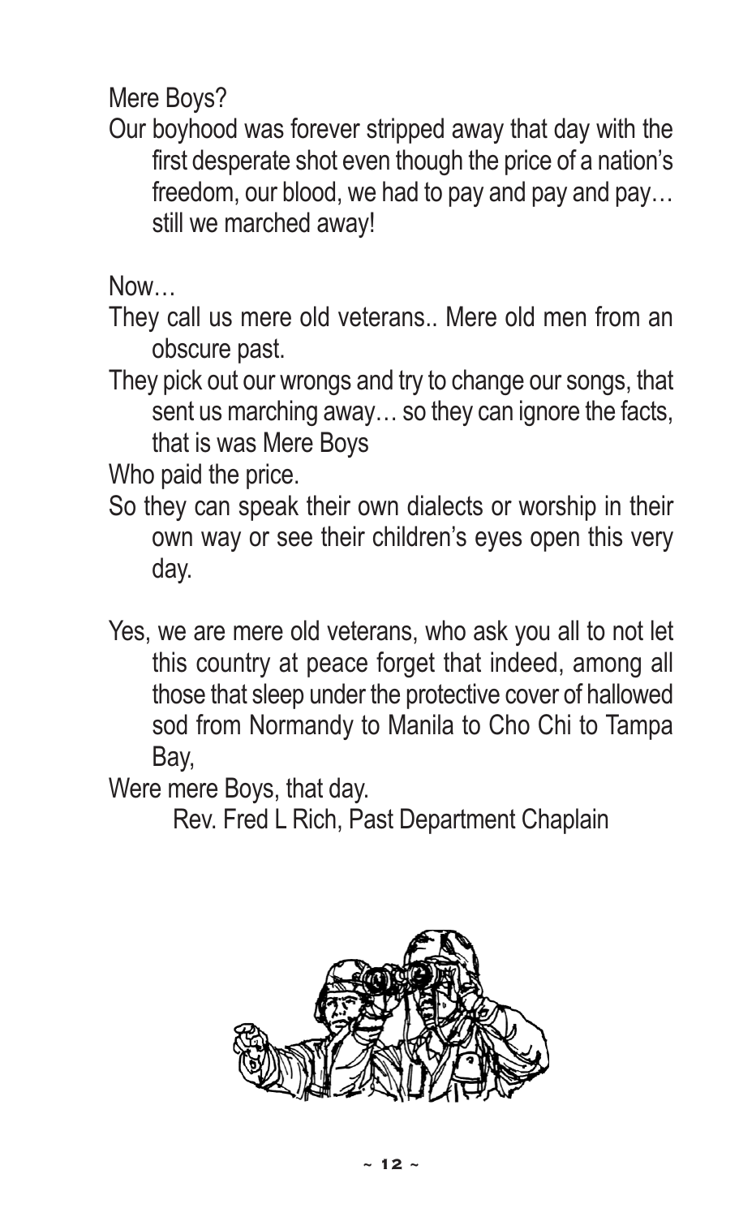Mere Boys?

Our boyhood was forever stripped away that day with the first desperate shot even though the price of a nation's freedom, our blood, we had to pay and pay and pay… still we marched away!

Now…

They call us mere old veterans.. Mere old men from an obscure past.

They pick out our wrongs and try to change our songs, that sent us marching away… so they can ignore the facts, that is was Mere Boys

Who paid the price.

So they can speak their own dialects or worship in their own way or see their children's eyes open this very day.

Yes, we are mere old veterans, who ask you all to not let this country at peace forget that indeed, among all those that sleep under the protective cover of hallowed sod from Normandy to Manila to Cho Chi to Tampa Bay,

Were mere Boys, that day.

Rev. Fred L Rich, Past Department Chaplain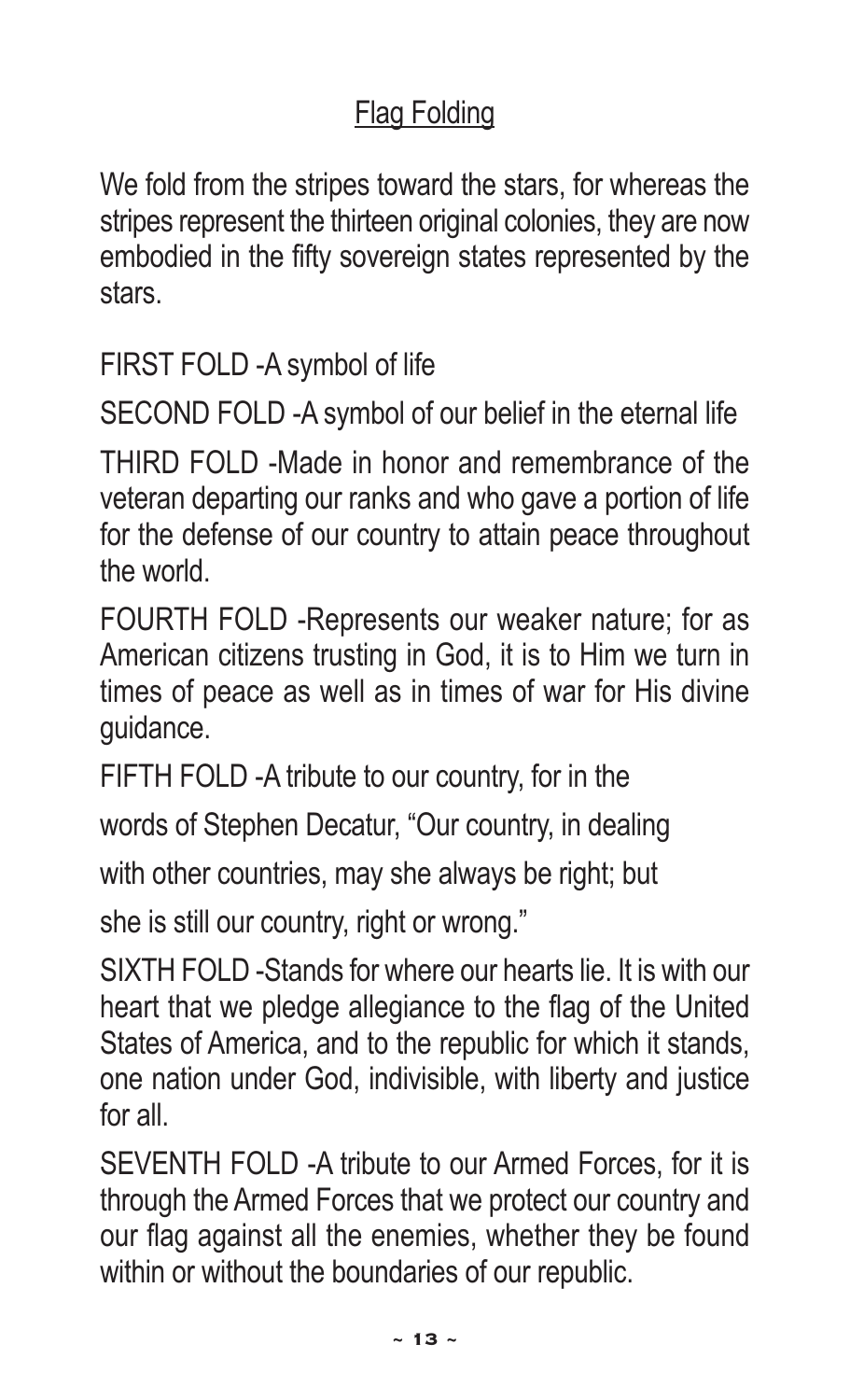## Flag Folding

We fold from the stripes toward the stars, for whereas the stripes represent the thirteen original colonies, they are now embodied in the fifty sovereign states represented by the stars.

FIRST FOLD -A symbol of life

SECOND FOLD -A symbol of our belief in the eternal life

THIRD FOLD -Made in honor and remembrance of the veteran departing our ranks and who gave a portion of life for the defense of our country to attain peace throughout the world.

FOURTH FOLD -Represents our weaker nature; for as American citizens trusting in God, it is to Him we turn in times of peace as well as in times of war for His divine guidance.

FIFTH FOLD -A tribute to our country, for in the words of Stephen Decatur, "Our country, in dealing with other countries, may she always be right; but she is still our country, right or wrong."

SIXTH FOLD -Stands for where our hearts lie. It is with our heart that we pledge allegiance to the flag of the United States of America, and to the republic for which it stands, one nation under God, indivisible, with liberty and justice for all.

SEVENTH FOLD -A tribute to our Armed Forces, for it is through the Armed Forces that we protect our country and our flag against all the enemies, whether they be found within or without the boundaries of our republic.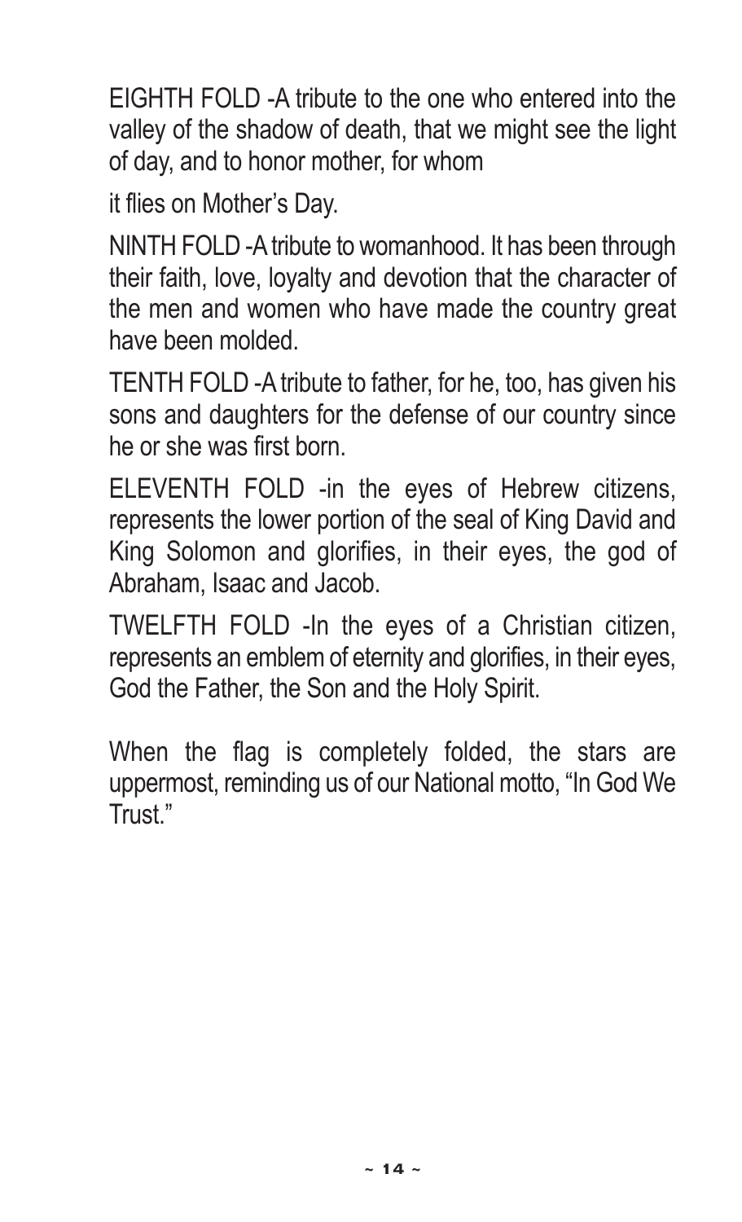EIGHTH FOLD -A tribute to the one who entered into the valley of the shadow of death, that we might see the light of day, and to honor mother, for whom

it flies on Mother's Day.

NINTH FOLD -A tribute to womanhood. It has been through their faith, love, loyalty and devotion that the character of the men and women who have made the country great have been molded.

TENTH FOLD -A tribute to father, for he, too, has given his sons and daughters for the defense of our country since he or she was first born.

ELEVENTH FOLD -in the eyes of Hebrew citizens, represents the lower portion of the seal of King David and King Solomon and glorifies, in their eyes, the god of Abraham, Isaac and Jacob.

TWELFTH FOLD -In the eyes of a Christian citizen, represents an emblem of eternity and glorifies, in their eyes, God the Father, the Son and the Holy Spirit.

When the flag is completely folded, the stars are uppermost, reminding us of our National motto, "In God We Trust."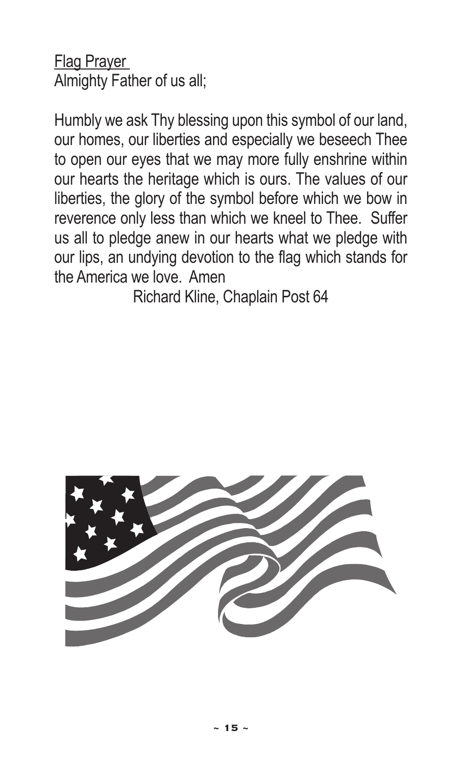<u>Flag Prayer</u>

Almighty Father of us all;

Humbly we ask Thy blessing upon this symbol of our land, our homes, our liberties and especially we beseech Thee to open our eyes that we may more fully enshrine within our hearts the heritage which is ours. The values of our liberties, the glory of the symbol before which we bow in reverence only less than which we kneel to Thee. Suffer us all to pledge anew in our hearts what we pledge with our lips, an undying devotion to the flag which stands for the America we love. Amen

Richard Kline, Chaplain Post 64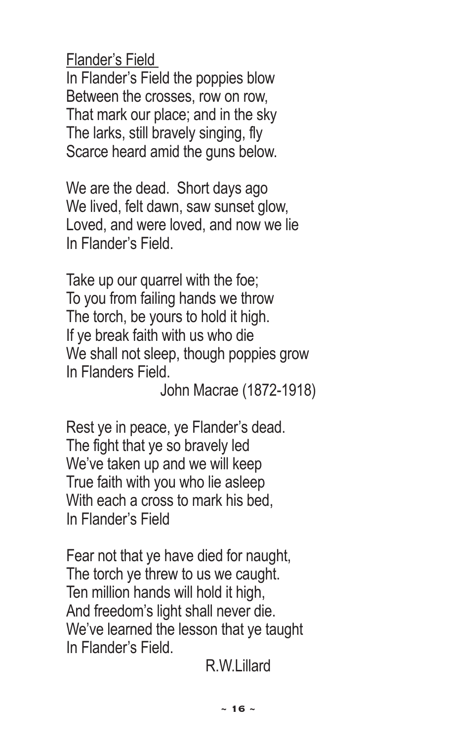Flander's Field

In Flander's Field the poppies blow
Between the crosses, row on row,
That mark our place; and in the sky
The larks, still bravely singing, fly
Scarce heard amid the guns below.

We are the dead. Short days ago
We lived, felt dawn, saw sunset glow,
Loved, and were loved, and now we lie
In Flander's Field.

Take up our quarrel with the foe;
To you from failing hands we throw
The torch, be yours to hold it high.
If ye break faith with us who die
We shall not sleep, though poppies grow
In Flanders Field.

John Macrae (1872-1918)

Rest ye in peace, ye Flander's dead.
The fight that ye so bravely led
We've taken up and we will keep
True faith with you who lie asleep
With each a cross to mark his bed,
In Flander's Field

Fear not that ye have died for naught,
The torch ye threw to us we caught.
Ten million hands will hold it high,
And freedom's light shall never die.
We've learned the lesson that ye taught
In Flander's Field.

R.W.Lillard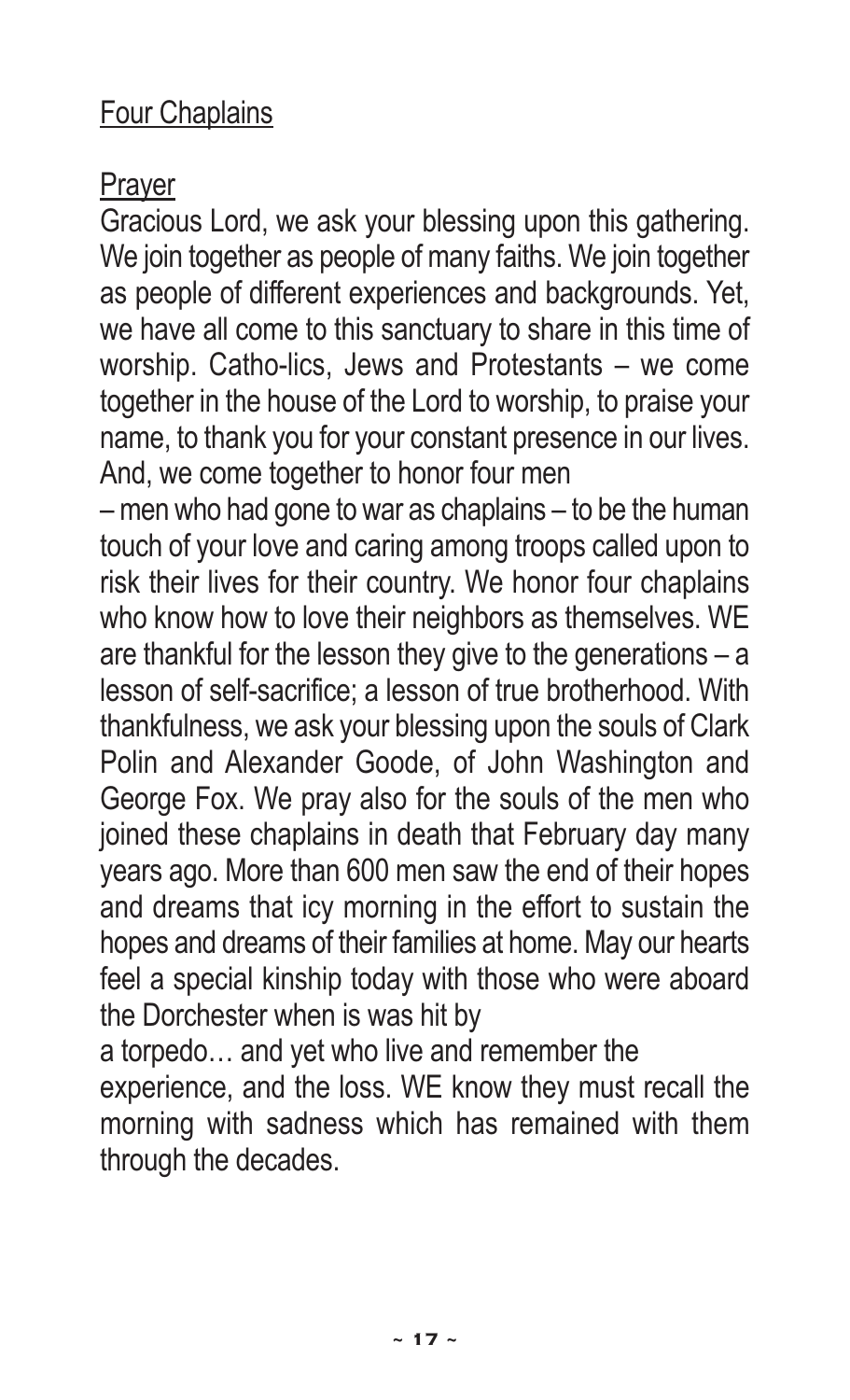Four Chaplains

Prayer

Gracious Lord, we ask your blessing upon this gathering. We join together as people of many faiths. We join together as people of different experiences and backgrounds. Yet, we have all come to this sanctuary to share in this time of worship. Catho-lics, Jews and Protestants – we come together in the house of the Lord to worship, to praise your name, to thank you for your constant presence in our lives. And, we come together to honor four men – men who had gone to war as chaplains – to be the human touch of your love and caring among troops called upon to risk their lives for their country. We honor four chaplains who know how to love their neighbors as themselves. WE are thankful for the lesson they give to the generations – a lesson of self-sacrifice; a lesson of true brotherhood. With thankfulness, we ask your blessing upon the souls of Clark Polin and Alexander Goode, of John Washington and George Fox. We pray also for the souls of the men who joined these chaplains in death that February day many years ago. More than 600 men saw the end of their hopes and dreams that icy morning in the effort to sustain the hopes and dreams of their families at home. May our hearts feel a special kinship today with those who were aboard the Dorchester when is was hit by a torpedo… and yet who live and remember the experience, and the loss. WE know they must recall the morning with sadness which has remained with them through the decades.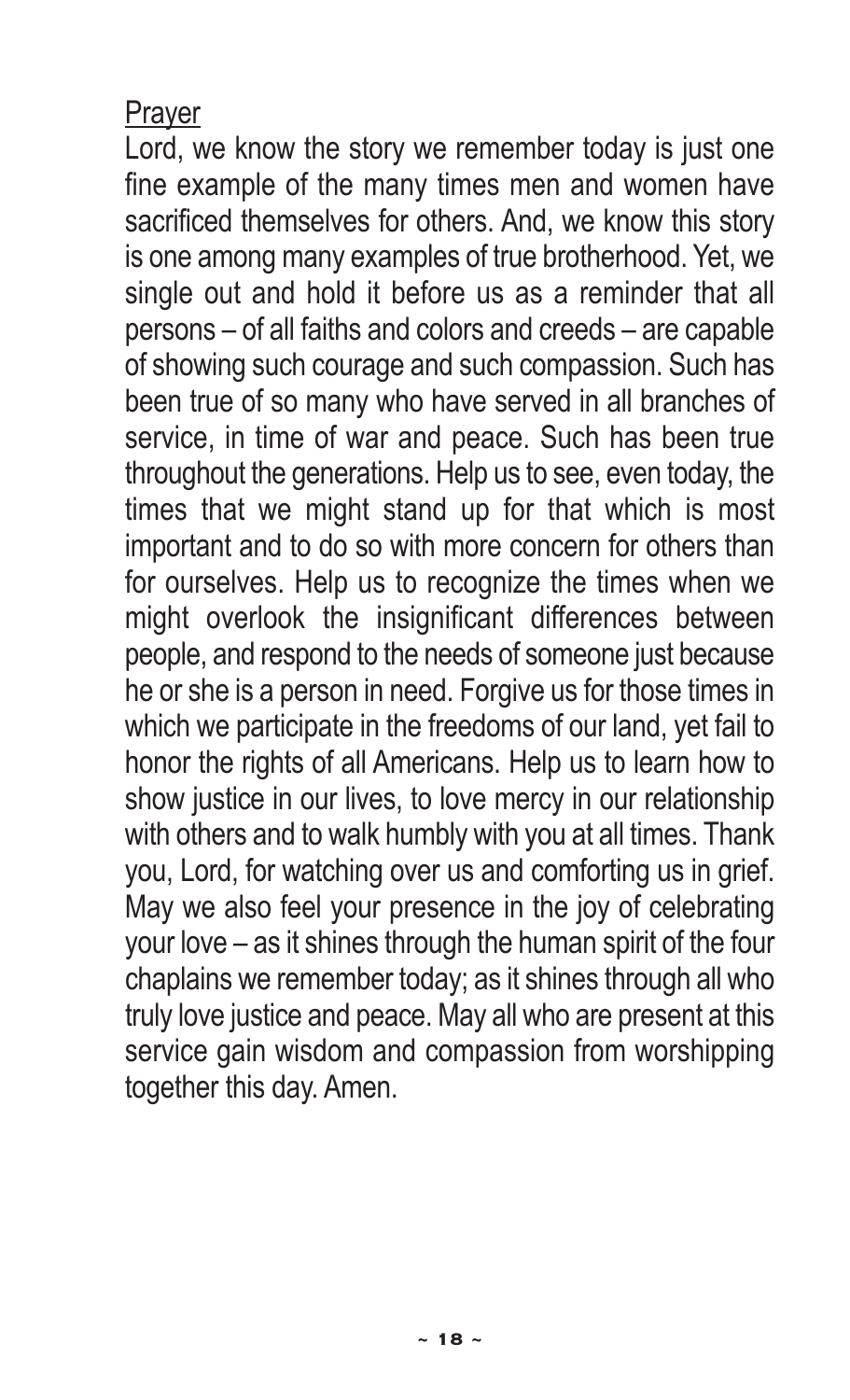## Prayer

Lord, we know the story we remember today is just one fine example of the many times men and women have sacrificed themselves for others. And, we know this story is one among many examples of true brotherhood. Yet, we single out and hold it before us as a reminder that all persons – of all faiths and colors and creeds – are capable of showing such courage and such compassion. Such has been true of so many who have served in all branches of service, in time of war and peace. Such has been true throughout the generations. Help us to see, even today, the times that we might stand up for that which is most important and to do so with more concern for others than for ourselves. Help us to recognize the times when we might overlook the insignificant differences between people, and respond to the needs of someone just because he or she is a person in need. Forgive us for those times in which we participate in the freedoms of our land, yet fail to honor the rights of all Americans. Help us to learn how to show justice in our lives, to love mercy in our relationship with others and to walk humbly with you at all times. Thank you, Lord, for watching over us and comforting us in grief. May we also feel your presence in the joy of celebrating your love – as it shines through the human spirit of the four chaplains we remember today; as it shines through all who truly love justice and peace. May all who are present at this service gain wisdom and compassion from worshipping together this day. Amen.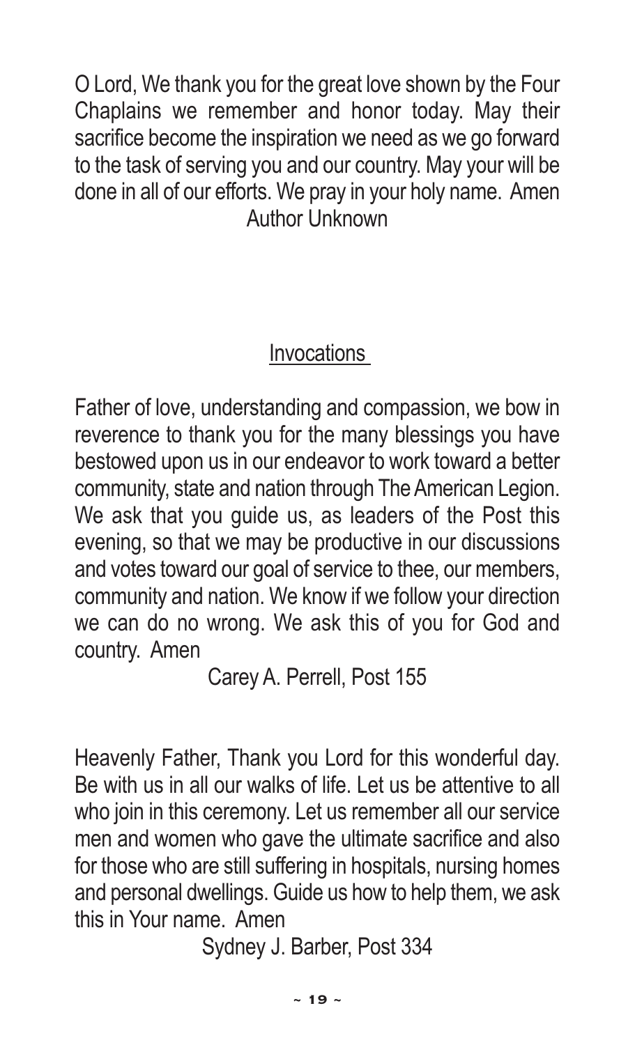O Lord, We thank you for the great love shown by the Four Chaplains we remember and honor today. May their sacrifice become the inspiration we need as we go forward to the task of serving you and our country. May your will be done in all of our efforts. We pray in your holy name. Amen

Author Unknown

## Invocations

Father of love, understanding and compassion, we bow in reverence to thank you for the many blessings you have bestowed upon us in our endeavor to work toward a better community, state and nation through The American Legion. We ask that you guide us, as leaders of the Post this evening, so that we may be productive in our discussions and votes toward our goal of service to thee, our members, community and nation. We know if we follow your direction we can do no wrong. We ask this of you for God and country. Amen

Carey A. Perrell, Post 155

Heavenly Father, Thank you Lord for this wonderful day. Be with us in all our walks of life. Let us be attentive to all who join in this ceremony. Let us remember all our service men and women who gave the ultimate sacrifice and also for those who are still suffering in hospitals, nursing homes and personal dwellings. Guide us how to help them, we ask this in Your name. Amen

Sydney J. Barber, Post 334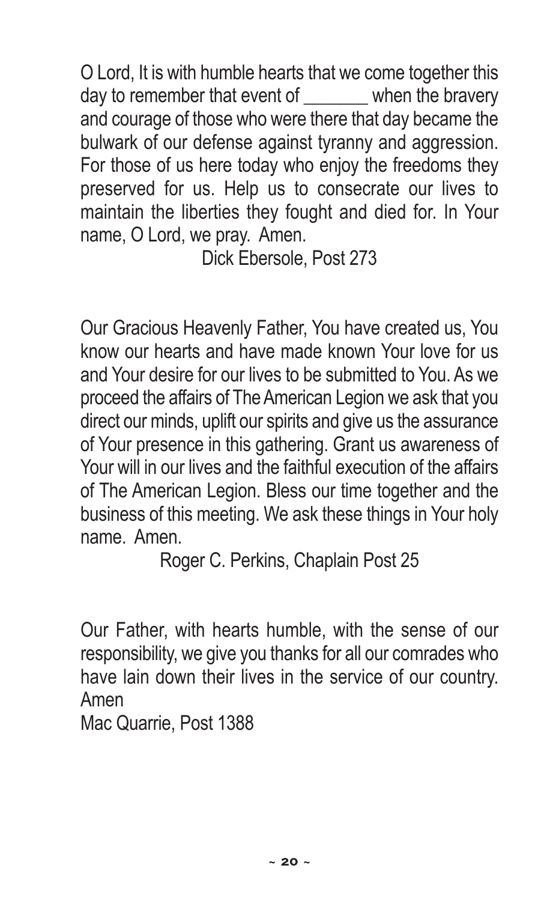O Lord, It is with humble hearts that we come together this day to remember that event of _______ when the bravery and courage of those who were there that day became the bulwark of our defense against tyranny and aggression. For those of us here today who enjoy the freedoms they preserved for us. Help us to consecrate our lives to maintain the liberties they fought and died for. In Your name, O Lord, we pray. Amen.

Dick Ebersole, Post 273

Our Gracious Heavenly Father, You have created us, You know our hearts and have made known Your love for us and Your desire for our lives to be submitted to You. As we proceed the affairs of The American Legion we ask that you direct our minds, uplift our spirits and give us the assurance of Your presence in this gathering. Grant us awareness of Your will in our lives and the faithful execution of the affairs of The American Legion. Bless our time together and the business of this meeting. We ask these things in Your holy name. Amen.

Roger C. Perkins, Chaplain Post 25

Our Father, with hearts humble, with the sense of our responsibility, we give you thanks for all our comrades who have lain down their lives in the service of our country. Amen

Mac Quarrie, Post 1388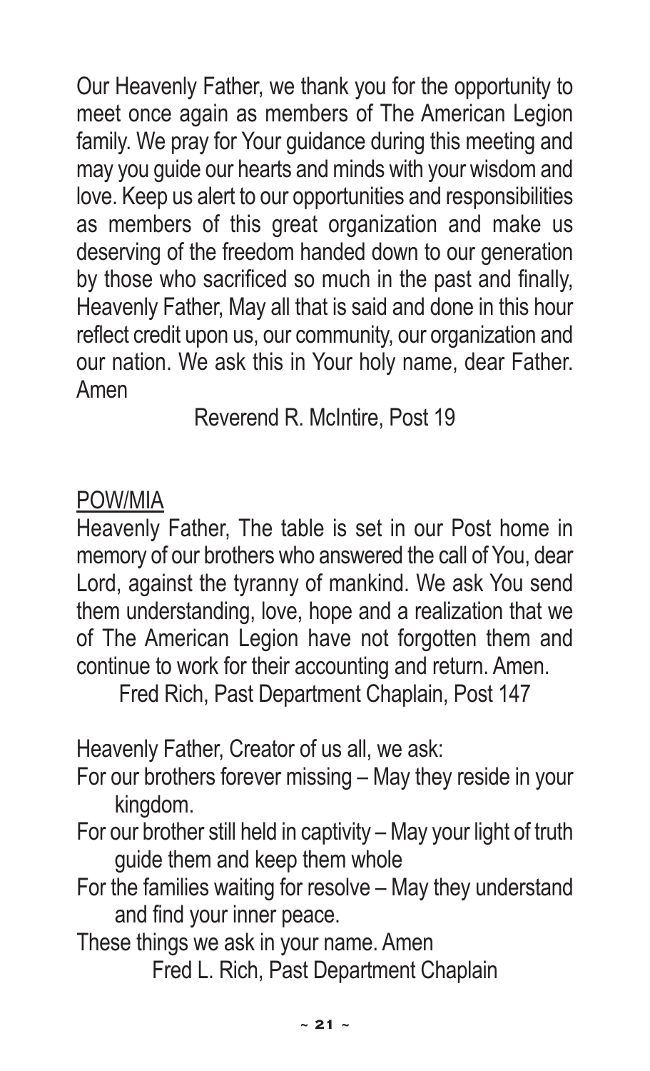Our Heavenly Father, we thank you for the opportunity to meet once again as members of The American Legion family. We pray for Your guidance during this meeting and may you guide our hearts and minds with your wisdom and love. Keep us alert to our opportunities and responsibilities as members of this great organization and make us deserving of the freedom handed down to our generation by those who sacrificed so much in the past and finally, Heavenly Father, May all that is said and done in this hour reflect credit upon us, our community, our organization and our nation. We ask this in Your holy name, dear Father. Amen

Reverend R. McIntire, Post 19

<u>POW/MIA</u>

Heavenly Father, The table is set in our Post home in memory of our brothers who answered the call of You, dear Lord, against the tyranny of mankind. We ask You send them understanding, love, hope and a realization that we of The American Legion have not forgotten them and continue to work for their accounting and return. Amen.

Fred Rich, Past Department Chaplain, Post 147

Heavenly Father, Creator of us all, we ask:

For our brothers forever missing – May they reside in your kingdom.

For our brother still held in captivity – May your light of truth guide them and keep them whole

For the families waiting for resolve – May they understand and find your inner peace.

These things we ask in your name. Amen

Fred L. Rich, Past Department Chaplain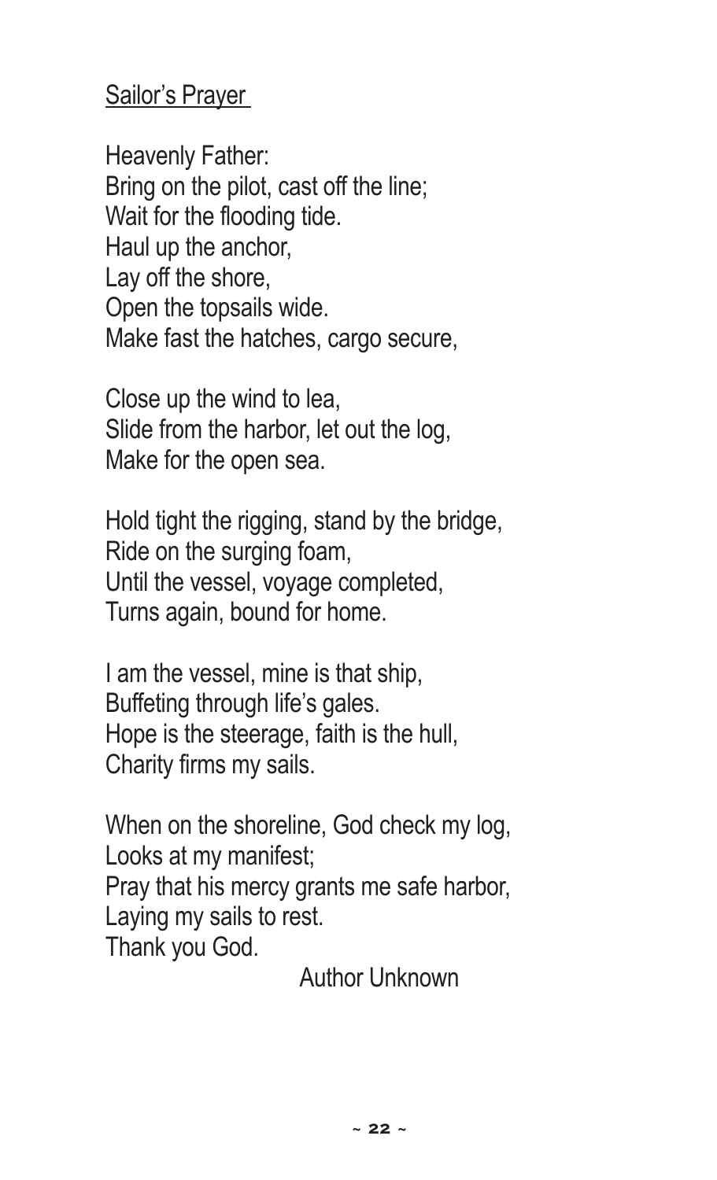## Sailor's Prayer

Heavenly Father:
Bring on the pilot, cast off the line;
Wait for the flooding tide.
Haul up the anchor,
Lay off the shore,
Open the topsails wide.
Make fast the hatches, cargo secure,

Close up the wind to lea,
Slide from the harbor, let out the log,
Make for the open sea.

Hold tight the rigging, stand by the bridge,
Ride on the surging foam,
Until the vessel, voyage completed,
Turns again, bound for home.

I am the vessel, mine is that ship,
Buffeting through life's gales.
Hope is the steerage, faith is the hull,
Charity firms my sails.

When on the shoreline, God check my log,
Looks at my manifest;
Pray that his mercy grants me safe harbor,
Laying my sails to rest.
Thank you God.

Author Unknown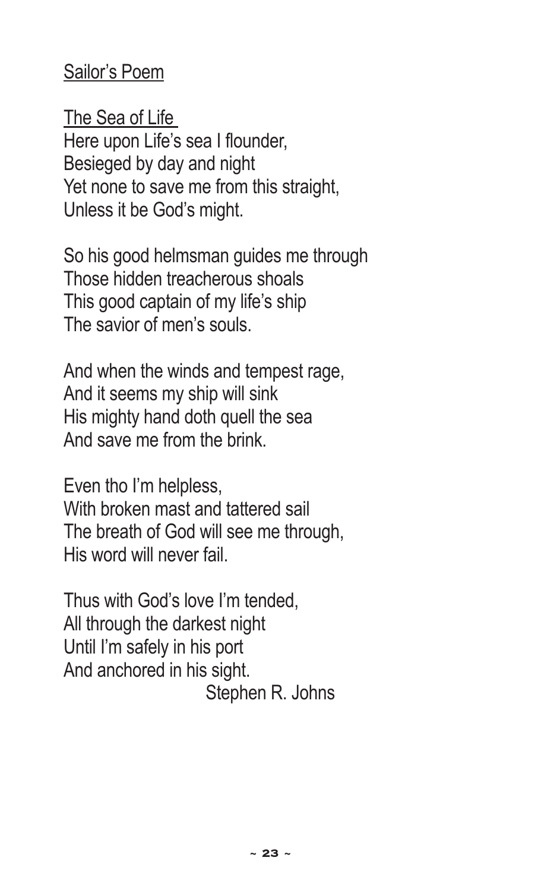## Sailor's Poem

### The Sea of Life

Here upon Life's sea I flounder,  
Besieged by day and night  
Yet none to save me from this straight,  
Unless it be God's might.

So his good helmsman guides me through  
Those hidden treacherous shoals  
This good captain of my life's ship  
The savior of men's souls.

And when the winds and tempest rage,  
And it seems my ship will sink  
His mighty hand doth quell the sea  
And save me from the brink.

Even tho I'm helpless,  
With broken mast and tattered sail  
The breath of God will see me through,  
His word will never fail.

Thus with God's love I'm tended,  
All through the darkest night  
Until I'm safely in his port  
And anchored in his sight.

Stephen R. Johns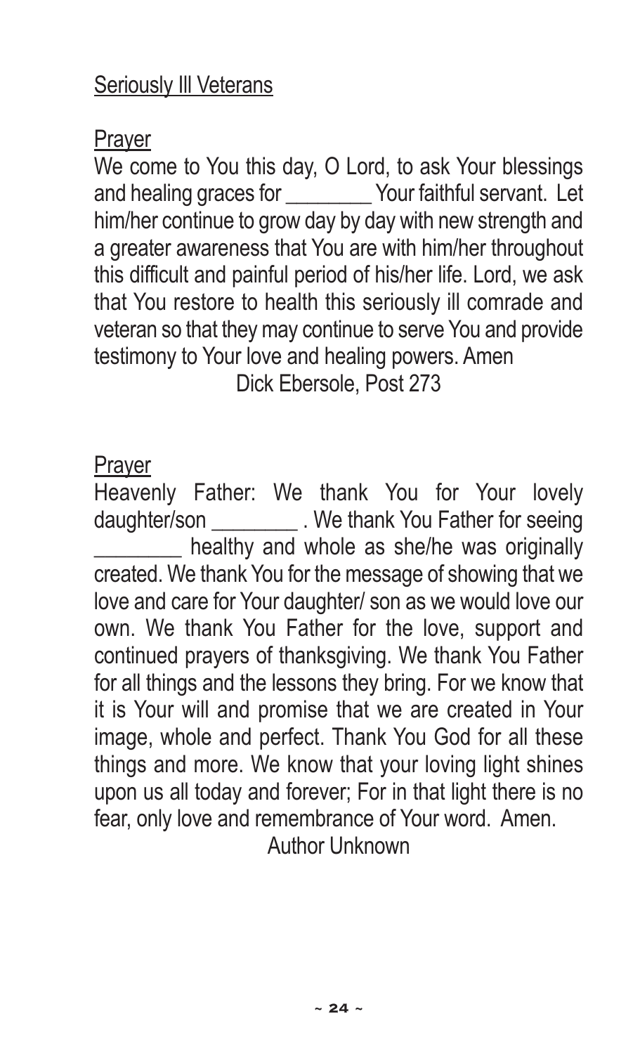## Seriously Ill Veterans

### Prayer

We come to You this day, O Lord, to ask Your blessings and healing graces for ________ Your faithful servant. Let him/her continue to grow day by day with new strength and a greater awareness that You are with him/her throughout this difficult and painful period of his/her life. Lord, we ask that You restore to health this seriously ill comrade and veteran so that they may continue to serve You and provide testimony to Your love and healing powers. Amen

Dick Ebersole, Post 273

### Prayer

Heavenly Father: We thank You for Your lovely daughter/son ________ . We thank You Father for seeing ________ healthy and whole as she/he was originally created. We thank You for the message of showing that we love and care for Your daughter/ son as we would love our own. We thank You Father for the love, support and continued prayers of thanksgiving. We thank You Father for all things and the lessons they bring. For we know that it is Your will and promise that we are created in Your image, whole and perfect. Thank You God for all these things and more. We know that your loving light shines upon us all today and forever; For in that light there is no fear, only love and remembrance of Your word. Amen.

Author Unknown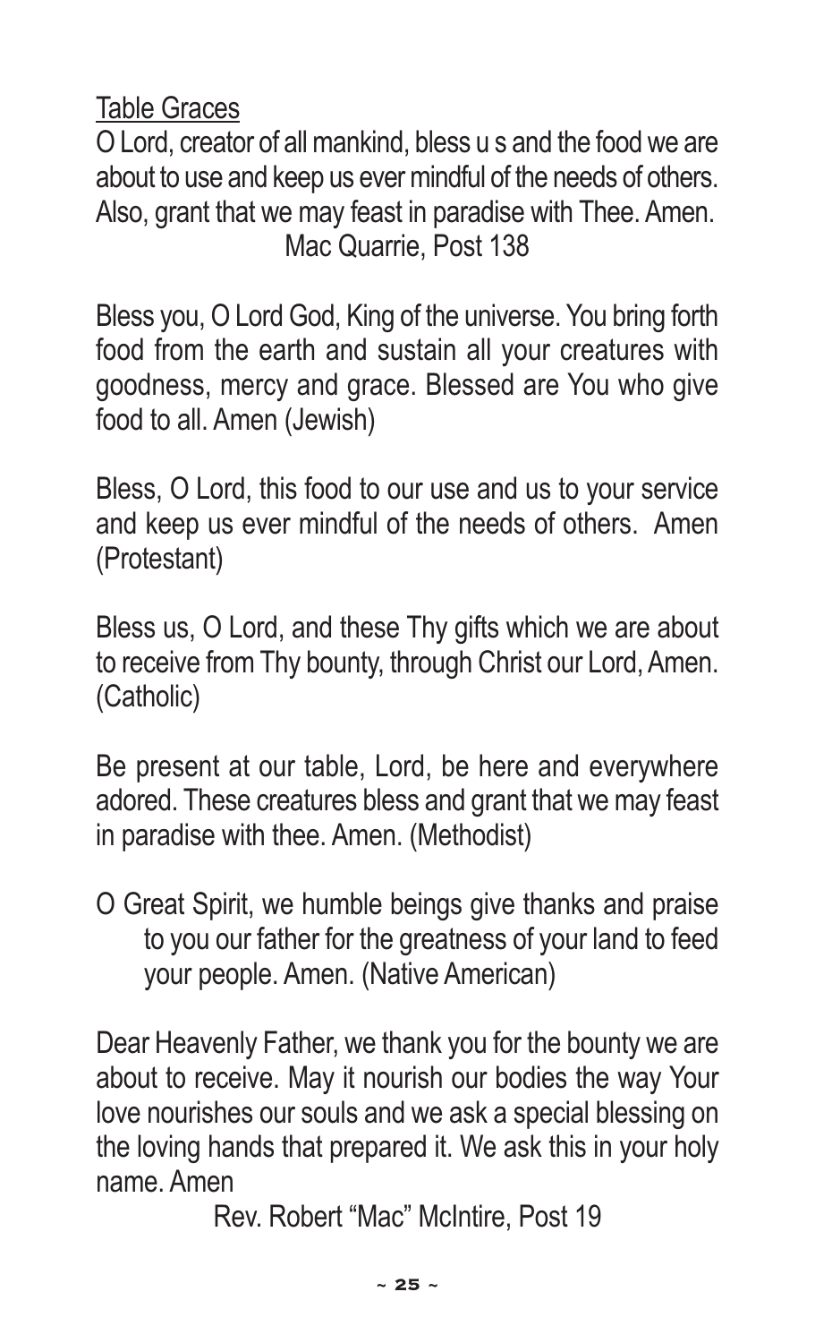<u>Table Graces</u>

O Lord, creator of all mankind, bless u s and the food we are about to use and keep us ever mindful of the needs of others. Also, grant that we may feast in paradise with Thee. Amen.

Mac Quarrie, Post 138

Bless you, O Lord God, King of the universe. You bring forth food from the earth and sustain all your creatures with goodness, mercy and grace. Blessed are You who give food to all. Amen (Jewish)

Bless, O Lord, this food to our use and us to your service and keep us ever mindful of the needs of others. Amen (Protestant)

Bless us, O Lord, and these Thy gifts which we are about to receive from Thy bounty, through Christ our Lord, Amen. (Catholic)

Be present at our table, Lord, be here and everywhere adored. These creatures bless and grant that we may feast in paradise with thee. Amen. (Methodist)

O Great Spirit, we humble beings give thanks and praise to you our father for the greatness of your land to feed your people. Amen. (Native American)

Dear Heavenly Father, we thank you for the bounty we are about to receive. May it nourish our bodies the way Your love nourishes our souls and we ask a special blessing on the loving hands that prepared it. We ask this in your holy name. Amen

Rev. Robert "Mac" McIntire, Post 19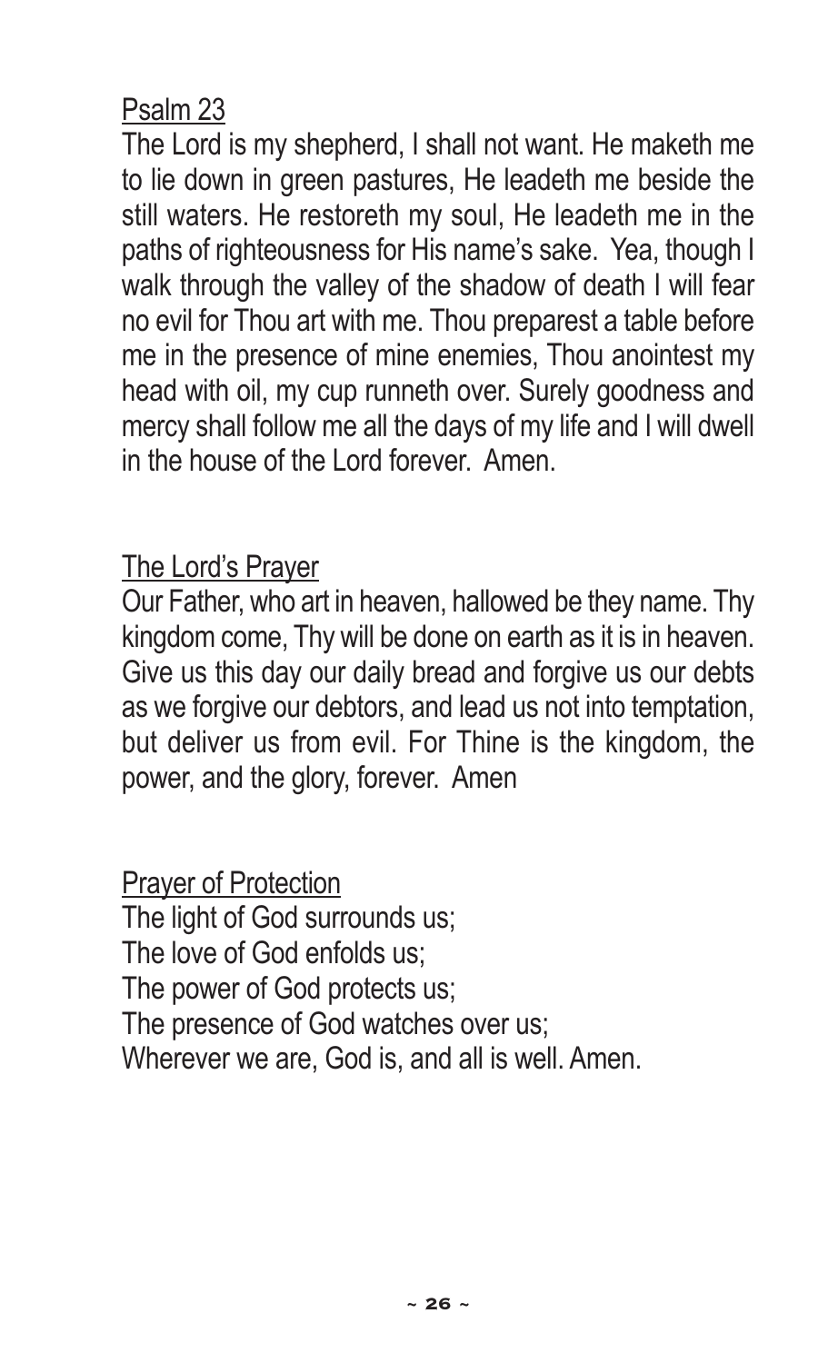## Psalm 23

The Lord is my shepherd, I shall not want. He maketh me to lie down in green pastures, He leadeth me beside the still waters. He restoreth my soul, He leadeth me in the paths of righteousness for His name's sake. Yea, though I walk through the valley of the shadow of death I will fear no evil for Thou art with me. Thou preparest a table before me in the presence of mine enemies, Thou anointest my head with oil, my cup runneth over. Surely goodness and mercy shall follow me all the days of my life and I will dwell in the house of the Lord forever. Amen.

## The Lord's Prayer

Our Father, who art in heaven, hallowed be they name. Thy kingdom come, Thy will be done on earth as it is in heaven. Give us this day our daily bread and forgive us our debts as we forgive our debtors, and lead us not into temptation, but deliver us from evil. For Thine is the kingdom, the power, and the glory, forever. Amen

## Prayer of Protection

The light of God surrounds us;  
The love of God enfolds us;  
The power of God protects us;  
The presence of God watches over us;  
Wherever we are, God is, and all is well. Amen.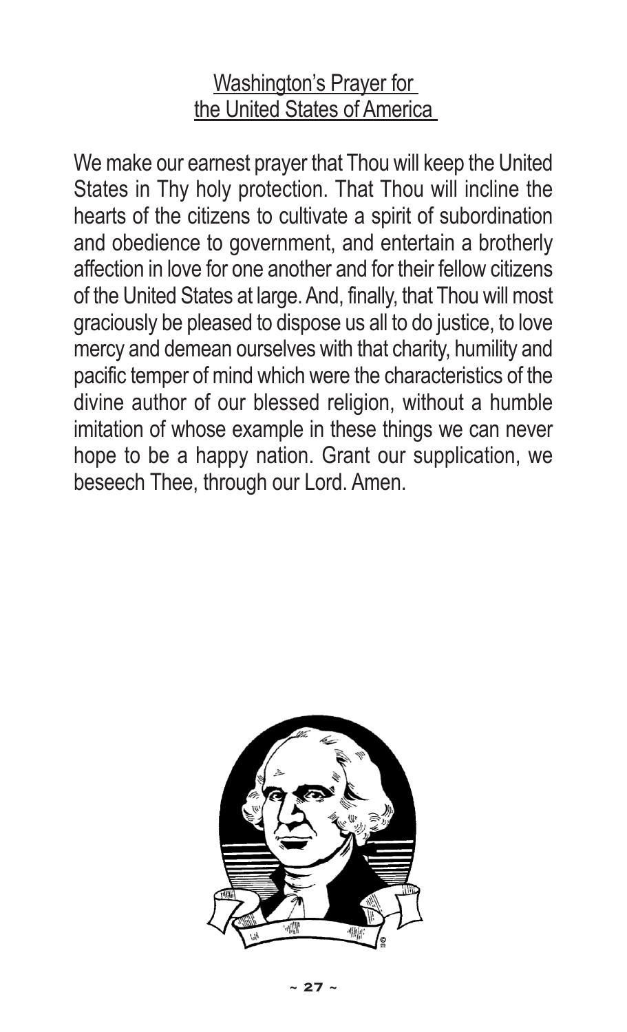## Washington's Prayer for the United States of America

We make our earnest prayer that Thou will keep the United States in Thy holy protection. That Thou will incline the hearts of the citizens to cultivate a spirit of subordination and obedience to government, and entertain a brotherly affection in love for one another and for their fellow citizens of the United States at large. And, finally, that Thou will most graciously be pleased to dispose us all to do justice, to love mercy and demean ourselves with that charity, humility and pacific temper of mind which were the characteristics of the divine author of our blessed religion, without a humble imitation of whose example in these things we can never hope to be a happy nation. Grant our supplication, we beseech Thee, through our Lord. Amen.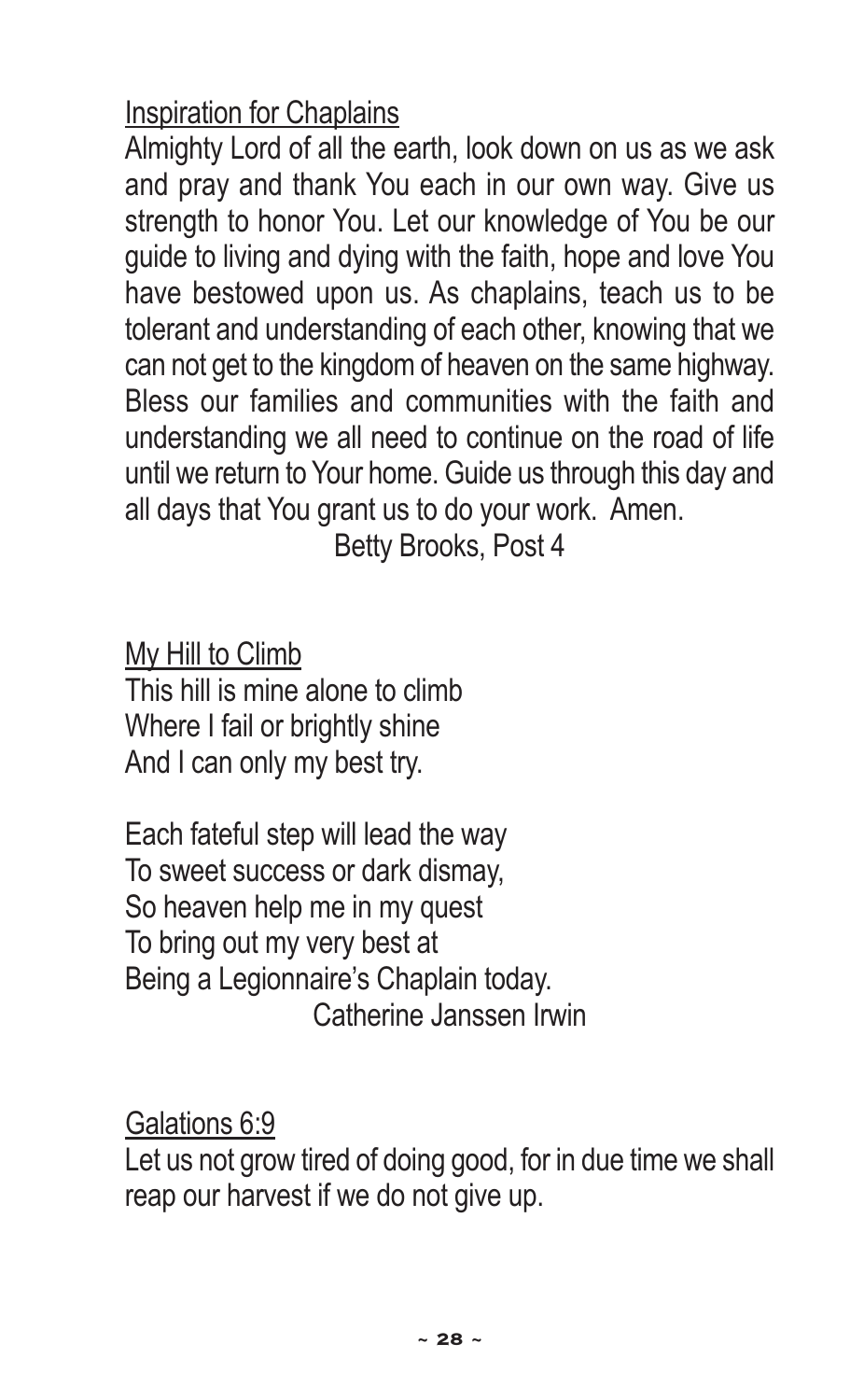Inspiration for Chaplains

Almighty Lord of all the earth, look down on us as we ask and pray and thank You each in our own way. Give us strength to honor You. Let our knowledge of You be our guide to living and dying with the faith, hope and love You have bestowed upon us. As chaplains, teach us to be tolerant and understanding of each other, knowing that we can not get to the kingdom of heaven on the same highway. Bless our families and communities with the faith and understanding we all need to continue on the road of life until we return to Your home. Guide us through this day and all days that You grant us to do your work. Amen.

Betty Brooks, Post 4

My Hill to Climb

This hill is mine alone to climb  
Where I fail or brightly shine  
And I can only my best try.

Each fateful step will lead the way  
To sweet success or dark dismay,  
So heaven help me in my quest  
To bring out my very best at  
Being a Legionnaire's Chaplain today.

Catherine Janssen Irwin

Galations 6:9

Let us not grow tired of doing good, for in due time we shall reap our harvest if we do not give up.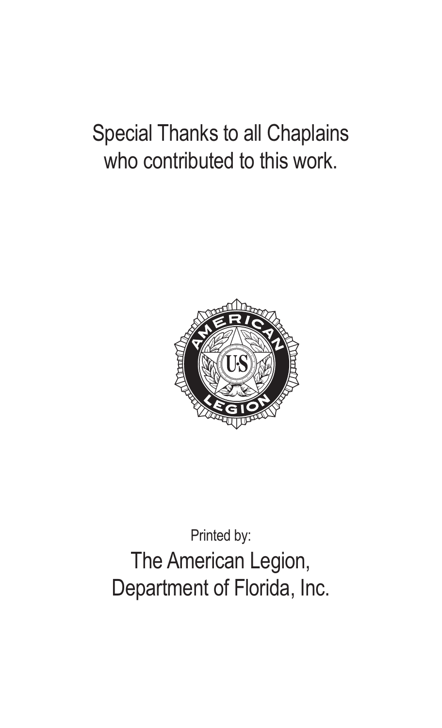Special Thanks to all Chaplains
who contributed to this work.

Printed by:

The American Legion,
Department of Florida, Inc.